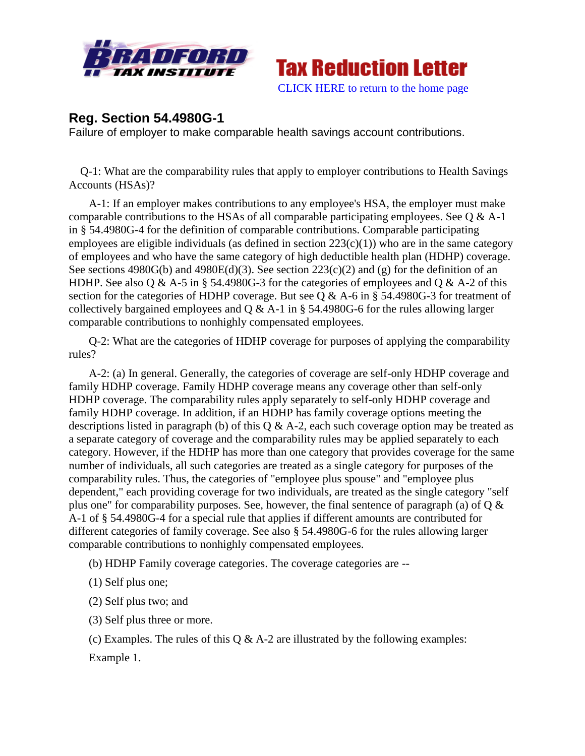**Tax Reduction Letter**

CLICK HERE to return to the home page

## Reg. Section 54.4980G-1

Failure of employer to make comparable health savings account contributions.

Q-1: What are the comparability rules that apply to employer contributions to Health Savings Accounts (HSAs)?

A-1: If an employer makes contributions to any employee's HSA, the employer must make comparable contributions to the HSAs of all comparable participating employees. See Q & A-1 in § 54.4980G-4 for the definition of comparable contributions. Comparable participating employees are eligible individuals (as defined in section 223(c)(1)) who are in the same category of employees and who have the same category of high deductible health plan (HDHP) coverage. See sections 4980G(b) and 4980E(d)(3). See section 223(c)(2) and (g) for the definition of an HDHP. See also Q & A-5 in § 54.4980G-3 for the categories of employees and Q & A-2 of this section for the categories of HDHP coverage. But see Q & A-6 in § 54.4980G-3 for treatment of collectively bargained employees and Q & A-1 in § 54.4980G-6 for the rules allowing larger comparable contributions to nonhighly compensated employees.

Q-2: What are the categories of HDHP coverage for purposes of applying the comparability rules?

A-2: (a) In general. Generally, the categories of coverage are self-only HDHP coverage and family HDHP coverage. Family HDHP coverage means any coverage other than self-only HDHP coverage. The comparability rules apply separately to self-only HDHP coverage and family HDHP coverage. In addition, if an HDHP has family coverage options meeting the descriptions listed in paragraph (b) of this Q & A-2, each such coverage option may be treated as a separate category of coverage and the comparability rules may be applied separately to each category. However, if the HDHP has more than one category that provides coverage for the same number of individuals, all such categories are treated as a single category for purposes of the comparability rules. Thus, the categories of "employee plus spouse" and "employee plus dependent," each providing coverage for two individuals, are treated as the single category "self plus one" for comparability purposes. See, however, the final sentence of paragraph (a) of Q & A-1 of § 54.4980G-4 for a special rule that applies if different amounts are contributed for different categories of family coverage. See also § 54.4980G-6 for the rules allowing larger comparable contributions to nonhighly compensated employees.

(b) HDHP Family coverage categories. The coverage categories are --

(1) Self plus one;

(2) Self plus two; and

(3) Self plus three or more.

(c) Examples. The rules of this Q & A-2 are illustrated by the following examples:

Example 1.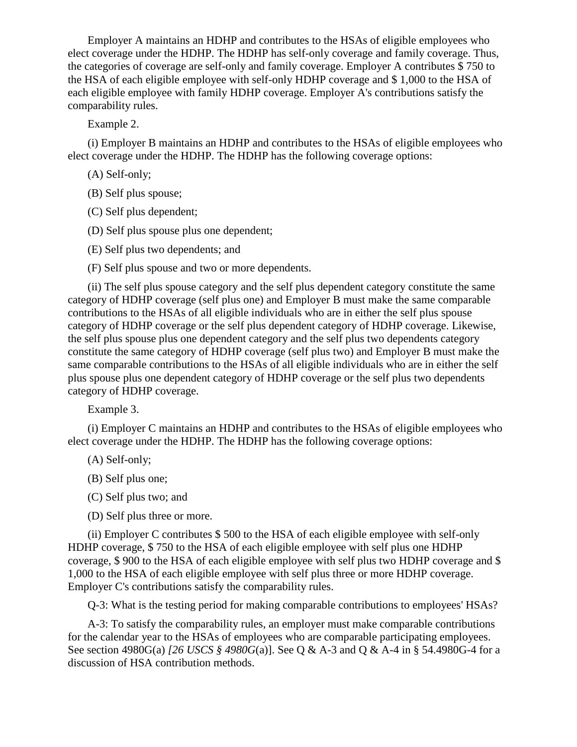Employer A maintains an HDHP and contributes to the HSAs of eligible employees who elect coverage under the HDHP. The HDHP has self-only coverage and family coverage. Thus, the categories of coverage are self-only and family coverage. Employer A contributes $ 750 to the HSA of each eligible employee with self-only HDHP coverage and $ 1,000 to the HSA of each eligible employee with family HDHP coverage. Employer A's contributions satisfy the comparability rules.

Example 2.

(i) Employer B maintains an HDHP and contributes to the HSAs of eligible employees who elect coverage under the HDHP. The HDHP has the following coverage options:

(A) Self-only;

(B) Self plus spouse;

(C) Self plus dependent;

(D) Self plus spouse plus one dependent;

(E) Self plus two dependents; and

(F) Self plus spouse and two or more dependents.

(ii) The self plus spouse category and the self plus dependent category constitute the same category of HDHP coverage (self plus one) and Employer B must make the same comparable contributions to the HSAs of all eligible individuals who are in either the self plus spouse category of HDHP coverage or the self plus dependent category of HDHP coverage. Likewise, the self plus spouse plus one dependent category and the self plus two dependents category constitute the same category of HDHP coverage (self plus two) and Employer B must make the same comparable contributions to the HSAs of all eligible individuals who are in either the self plus spouse plus one dependent category of HDHP coverage or the self plus two dependents category of HDHP coverage.

Example 3.

(i) Employer C maintains an HDHP and contributes to the HSAs of eligible employees who elect coverage under the HDHP. The HDHP has the following coverage options:

(A) Self-only;

(B) Self plus one;

(C) Self plus two; and

(D) Self plus three or more.

(ii) Employer C contributes $ 500 to the HSA of each eligible employee with self-only HDHP coverage, $ 750 to the HSA of each eligible employee with self plus one HDHP coverage, $ 900 to the HSA of each eligible employee with self plus two HDHP coverage and $ 1,000 to the HSA of each eligible employee with self plus three or more HDHP coverage. Employer C's contributions satisfy the comparability rules.

Q-3: What is the testing period for making comparable contributions to employees' HSAs?

A-3: To satisfy the comparability rules, an employer must make comparable contributions for the calendar year to the HSAs of employees who are comparable participating employees. See section 4980G(a) *[26 USCS § 4980G*(a)]. See Q & A-3 and Q & A-4 in § 54.4980G-4 for a discussion of HSA contribution methods.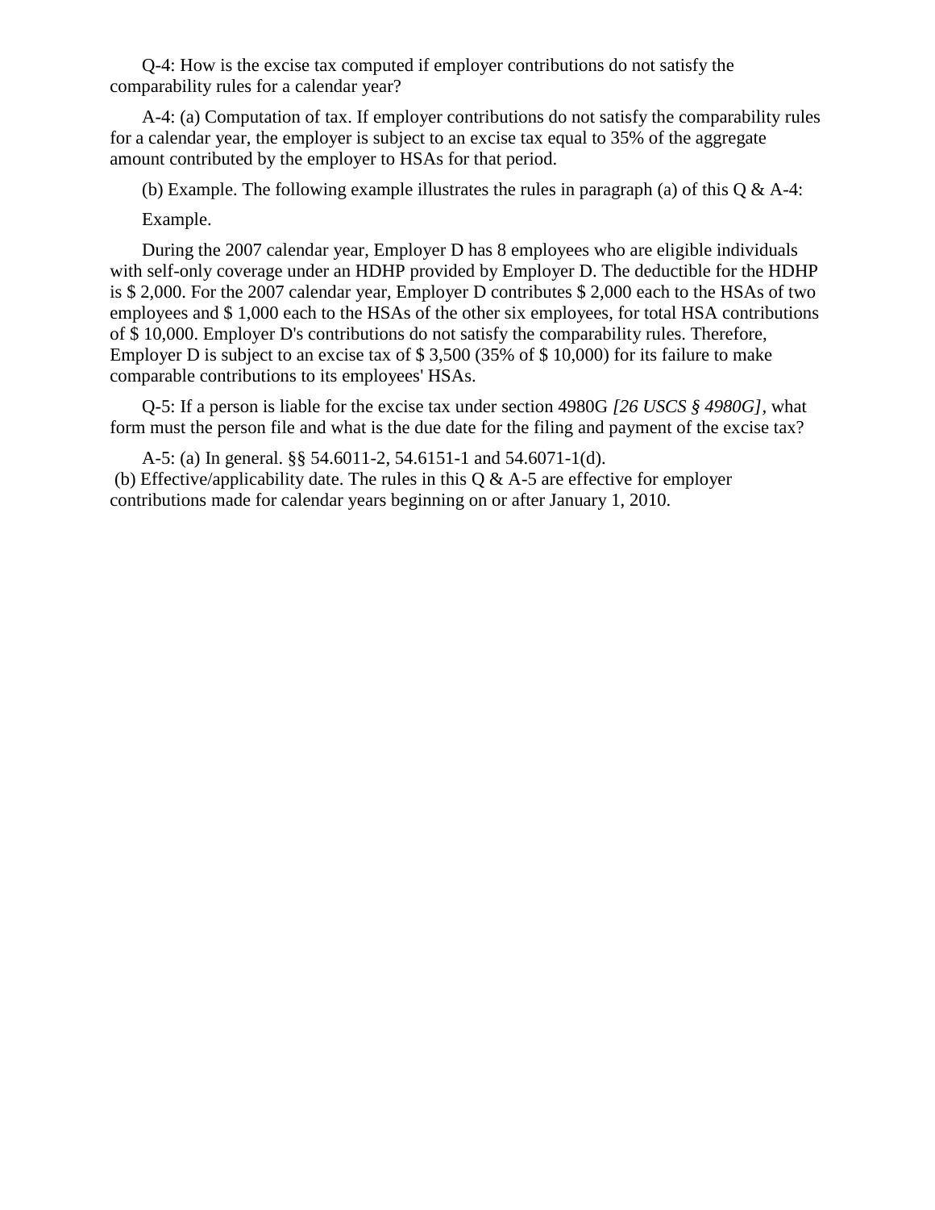Q-4: How is the excise tax computed if employer contributions do not satisfy the comparability rules for a calendar year?

A-4: (a) Computation of tax. If employer contributions do not satisfy the comparability rules for a calendar year, the employer is subject to an excise tax equal to 35% of the aggregate amount contributed by the employer to HSAs for that period.

(b) Example. The following example illustrates the rules in paragraph (a) of this Q & A-4:

Example.

During the 2007 calendar year, Employer D has 8 employees who are eligible individuals with self-only coverage under an HDHP provided by Employer D. The deductible for the HDHP is $ 2,000. For the 2007 calendar year, Employer D contributes $ 2,000 each to the HSAs of two employees and $ 1,000 each to the HSAs of the other six employees, for total HSA contributions of $ 10,000. Employer D's contributions do not satisfy the comparability rules. Therefore, Employer D is subject to an excise tax of $ 3,500 (35% of $ 10,000) for its failure to make comparable contributions to its employees' HSAs.

Q-5: If a person is liable for the excise tax under section 4980G *[26 USCS § 4980G]*, what form must the person file and what is the due date for the filing and payment of the excise tax?

A-5: (a) In general. §§ 54.6011-2, 54.6151-1 and 54.6071-1(d).
(b) Effective/applicability date. The rules in this Q & A-5 are effective for employer contributions made for calendar years beginning on or after January 1, 2010.